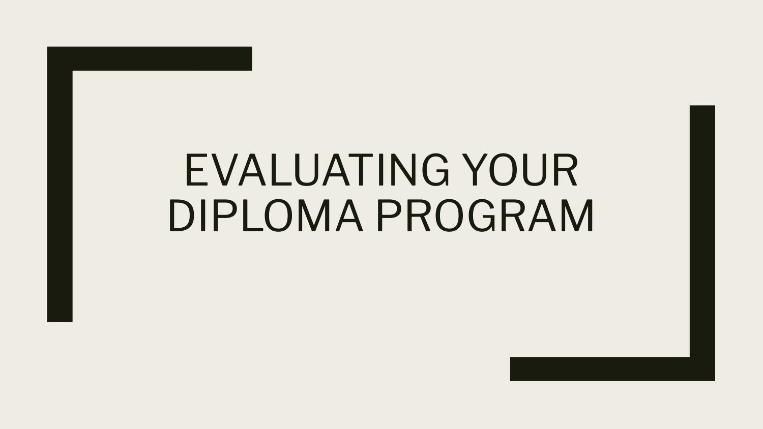# EVALUATING YOUR DIPLOMA PROGRAM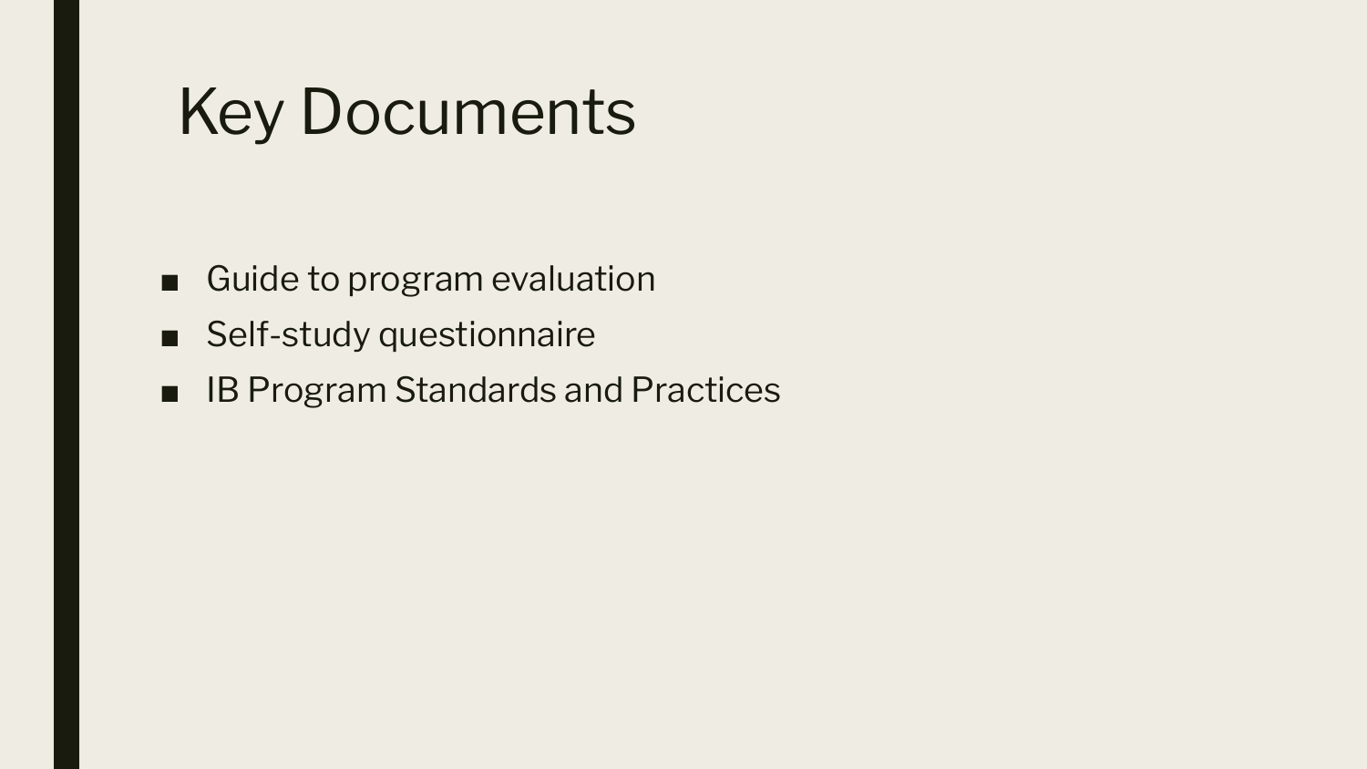# Key Documents

- Guide to program evaluation
- Self-study questionnaire
- IB Program Standards and Practices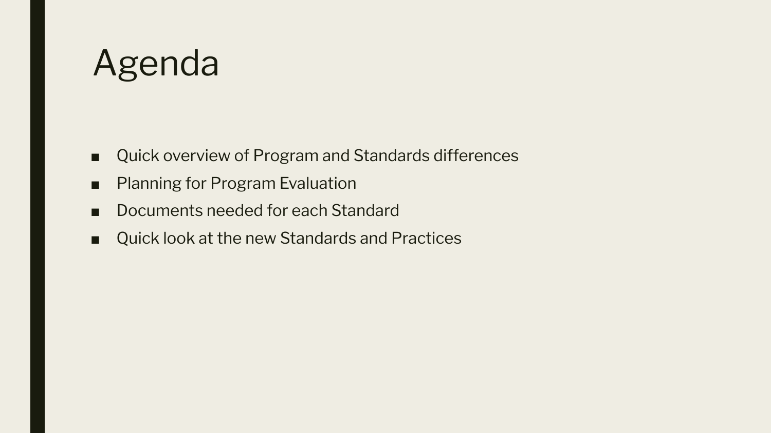# Agenda

- Quick overview of Program and Standards differences
- Planning for Program Evaluation
- Documents needed for each Standard
- Quick look at the new Standards and Practices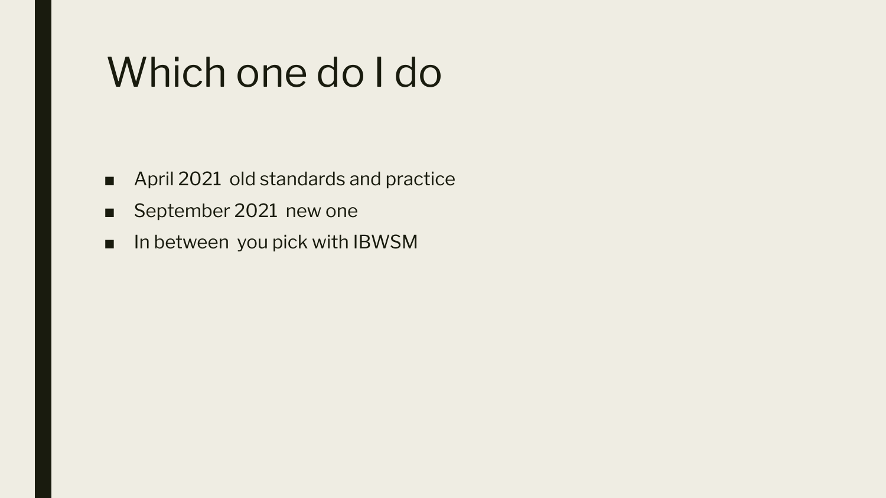# Which one do I do

- April 2021  old standards and practice
- September 2021  new one
- In between  you pick with IBWSM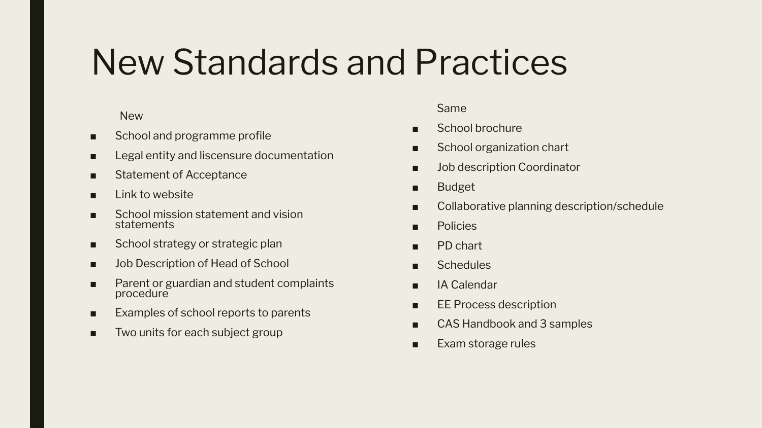# New Standards and Practices

New

- School and programme profile
- Legal entity and liscensure documentation
- Statement of Acceptance
- Link to website
- School mission statement and vision statements
- School strategy or strategic plan
- Job Description of Head of School
- Parent or guardian and student complaints procedure
- Examples of school reports to parents
- Two units for each subject group

Same

- School brochure
- School organization chart
- Job description Coordinator
- Budget
- Collaborative planning description/schedule
- Policies
- PD chart
- Schedules
- IA Calendar
- EE Process description
- CAS Handbook and 3 samples
- Exam storage rules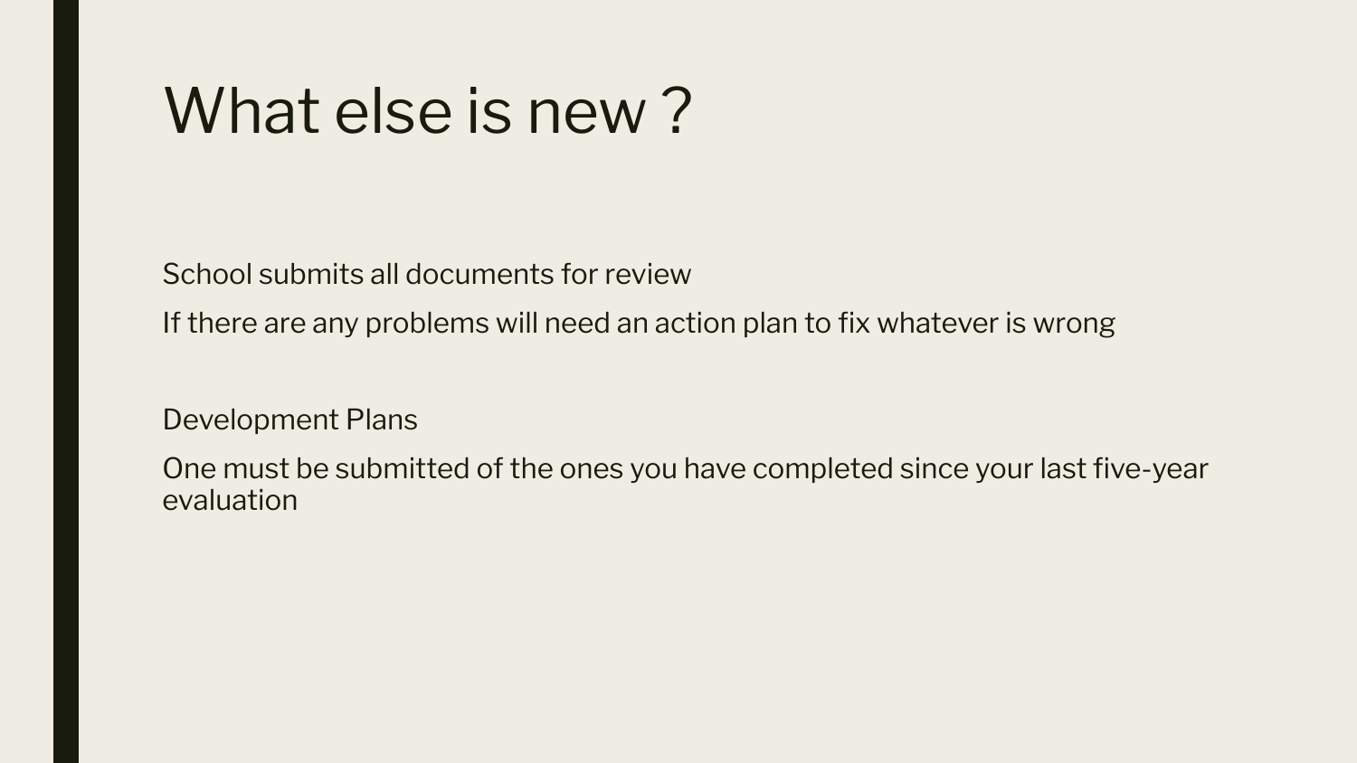# What else is new ?

School submits all documents for review

If there are any problems will need an action plan to fix whatever is wrong

Development Plans

One must be submitted of the ones you have completed since your last five-year evaluation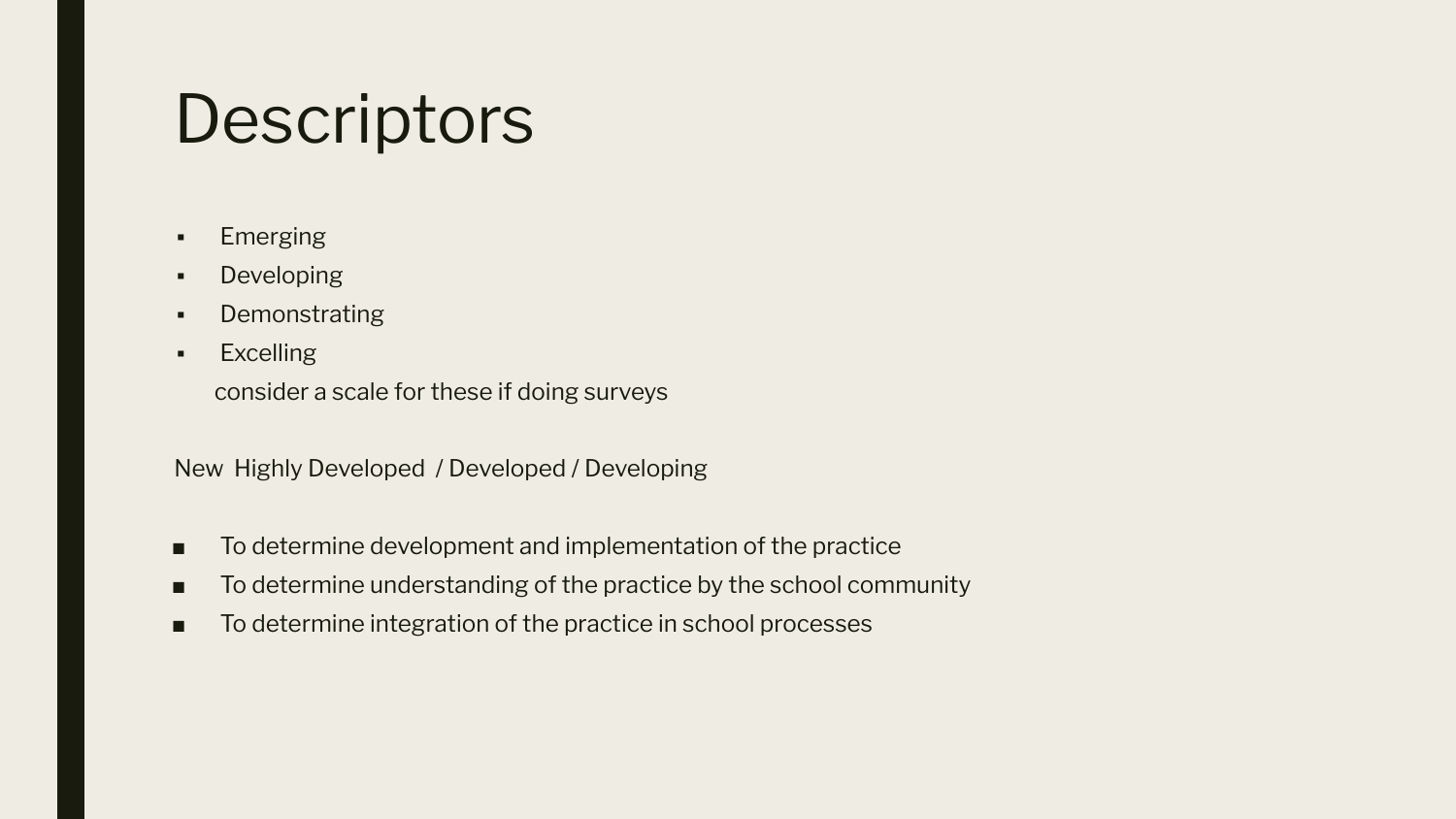# Descriptors

- Emerging
- Developing
- Demonstrating
- Excelling

  consider a scale for these if doing surveys

New  Highly Developed  / Developed / Developing

- To determine development and implementation of the practice
- To determine understanding of the practice by the school community
- To determine integration of the practice in school processes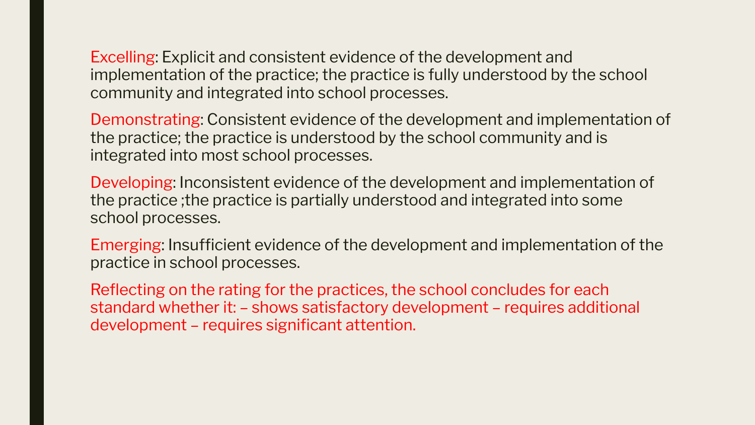Excelling: Explicit and consistent evidence of the development and implementation of the practice; the practice is fully understood by the school community and integrated into school processes.

Demonstrating: Consistent evidence of the development and implementation of the practice; the practice is understood by the school community and is integrated into most school processes.

Developing: Inconsistent evidence of the development and implementation of the practice ;the practice is partially understood and integrated into some school processes.

Emerging: Insufficient evidence of the development and implementation of the practice in school processes.

Reflecting on the rating for the practices, the school concludes for each standard whether it: – shows satisfactory development – requires additional development – requires significant attention.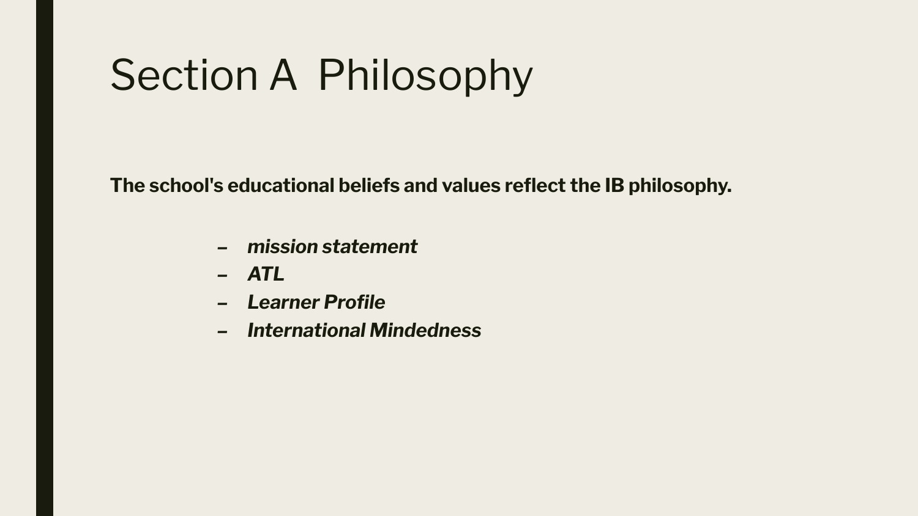# Section A  Philosophy

**The school's educational beliefs and values reflect the IB philosophy.**

- ***mission statement***
- ***ATL***
- ***Learner Profile***
- ***International Mindedness***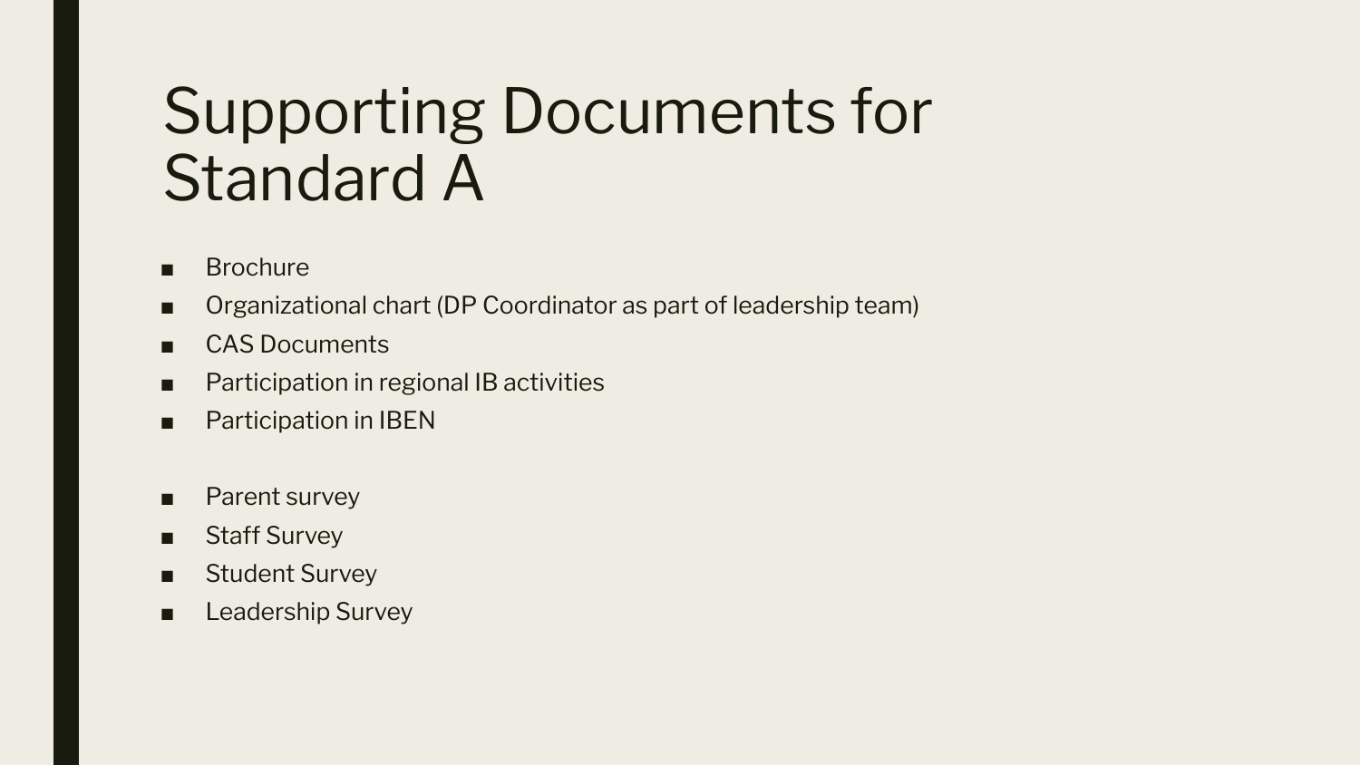# Supporting Documents for Standard A

- Brochure
- Organizational chart (DP Coordinator as part of leadership team)
- CAS Documents
- Participation in regional IB activities
- Participation in IBEN

- Parent survey
- Staff Survey
- Student Survey
- Leadership Survey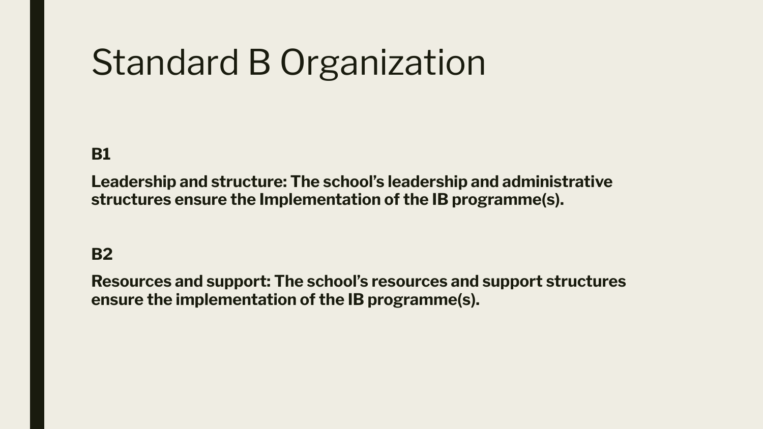# Standard B Organization

**B1**

**Leadership and structure: The school's leadership and administrative structures ensure the Implementation of the IB programme(s).**

**B2**

**Resources and support: The school's resources and support structures ensure the implementation of the IB programme(s).**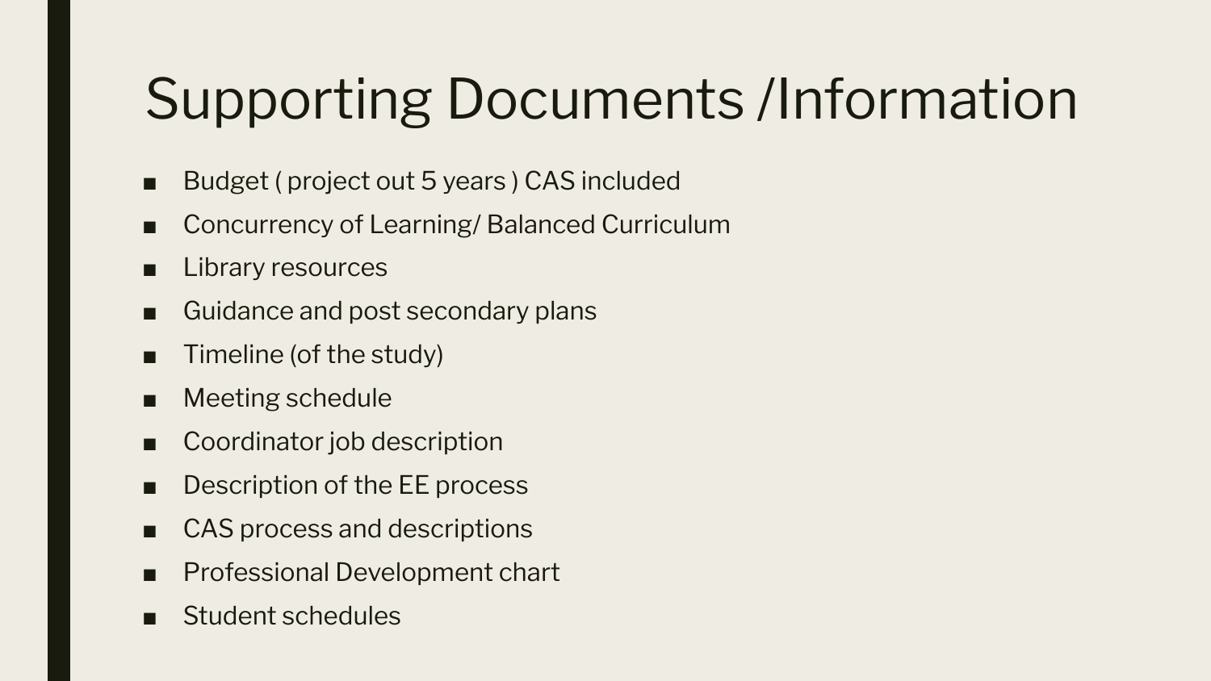# Supporting Documents /Information

- Budget ( project out 5 years ) CAS included
- Concurrency of Learning/ Balanced Curriculum
- Library resources
- Guidance and post secondary plans
- Timeline (of the study)
- Meeting schedule
- Coordinator job description
- Description of the EE process
- CAS process and descriptions
- Professional Development chart
- Student schedules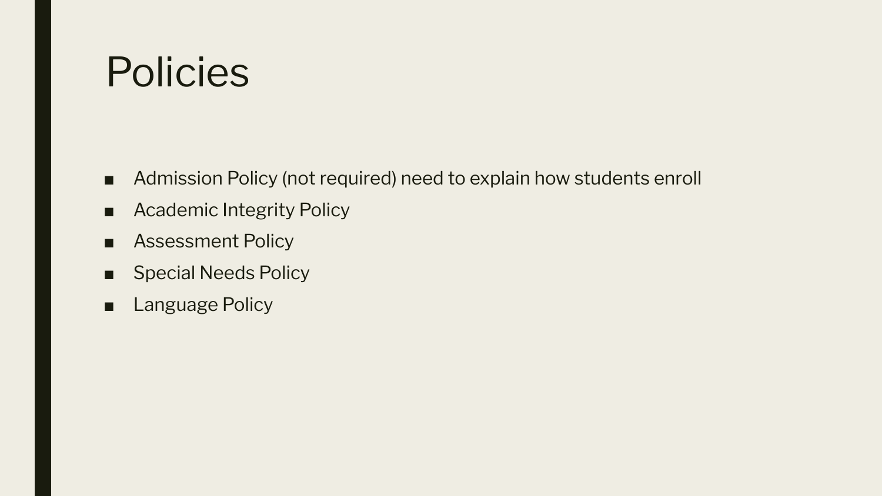# Policies

- Admission Policy (not required) need to explain how students enroll
- Academic Integrity Policy
- Assessment Policy
- Special Needs Policy
- Language Policy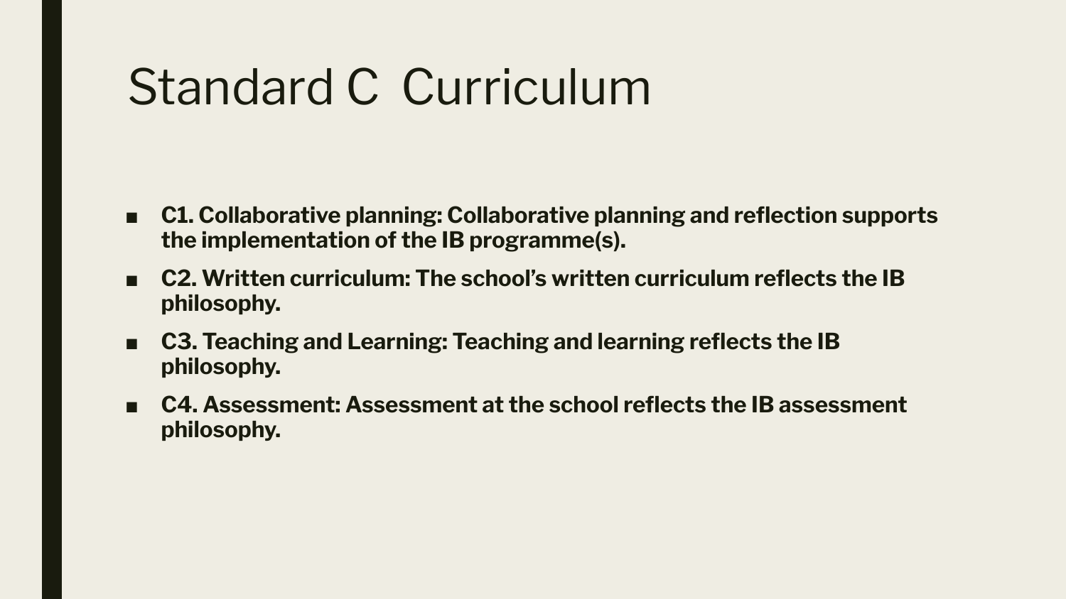# Standard C Curriculum

- **C1. Collaborative planning: Collaborative planning and reflection supports the implementation of the IB programme(s).**
- **C2. Written curriculum: The school's written curriculum reflects the IB philosophy.**
- **C3. Teaching and Learning: Teaching and learning reflects the IB philosophy.**
- **C4. Assessment: Assessment at the school reflects the IB assessment philosophy.**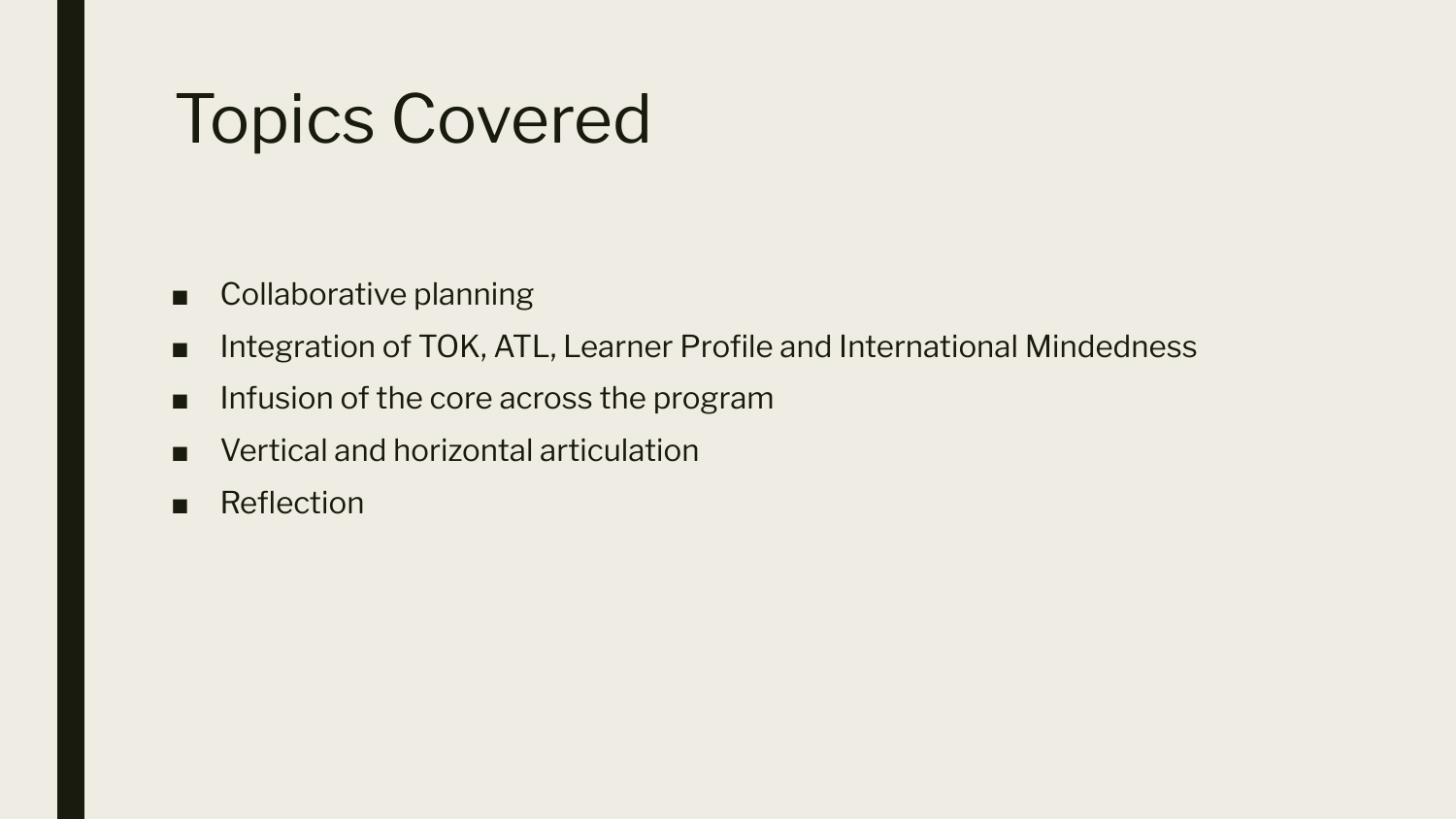# Topics Covered

- Collaborative planning
- Integration of TOK, ATL, Learner Profile and International Mindedness
- Infusion of the core across the program
- Vertical and horizontal articulation
- Reflection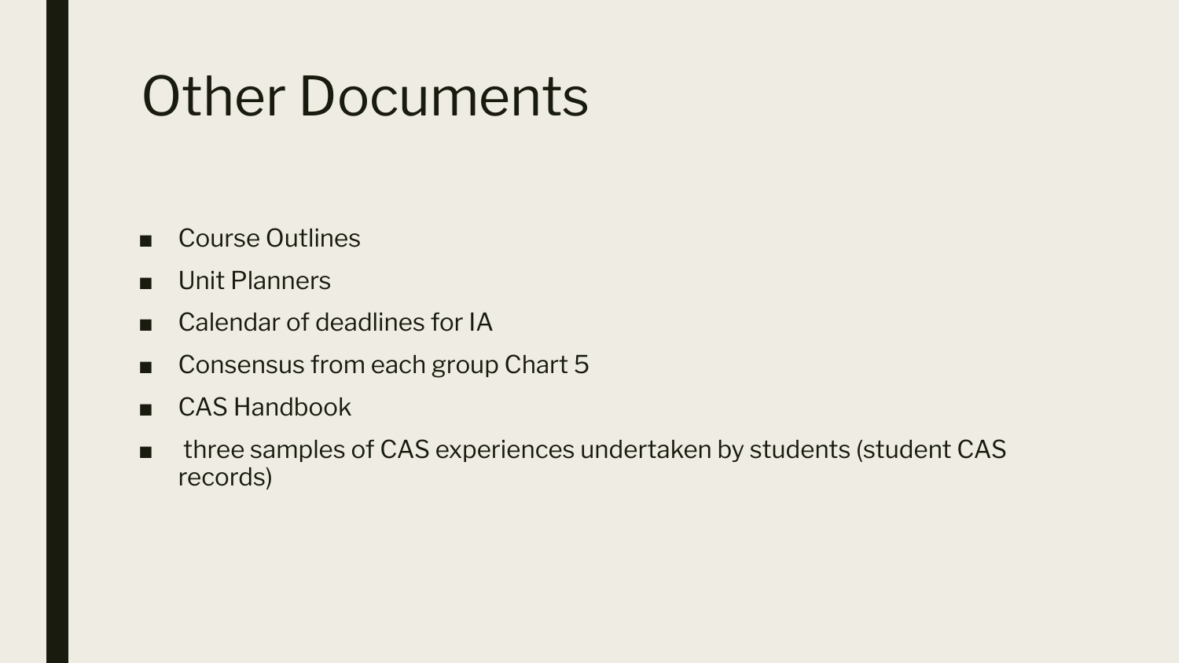# Other Documents

- Course Outlines
- Unit Planners
- Calendar of deadlines for IA
- Consensus from each group Chart 5
- CAS Handbook
- three samples of CAS experiences undertaken by students (student CAS records)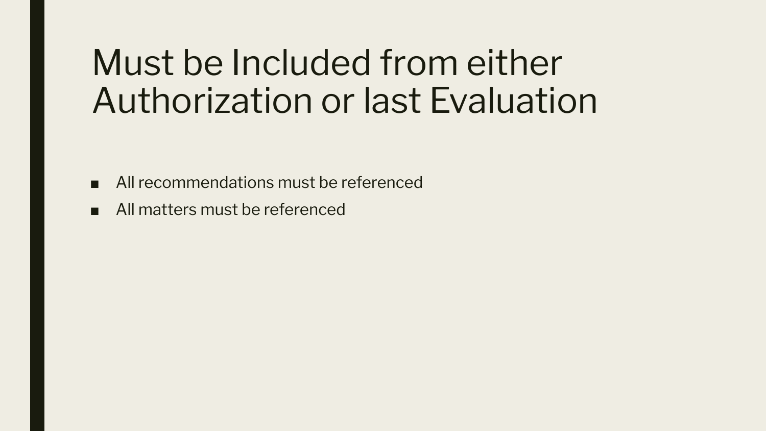# Must be Included from either Authorization or last Evaluation

- All recommendations must be referenced
- All matters must be referenced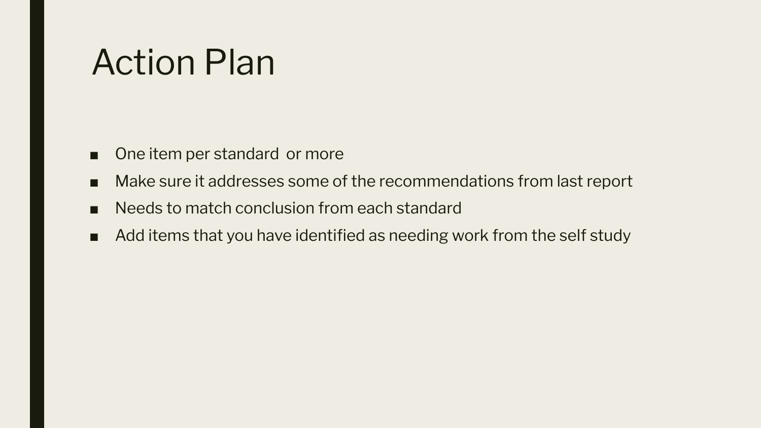# Action Plan

- One item per standard  or more
- Make sure it addresses some of the recommendations from last report
- Needs to match conclusion from each standard
- Add items that you have identified as needing work from the self study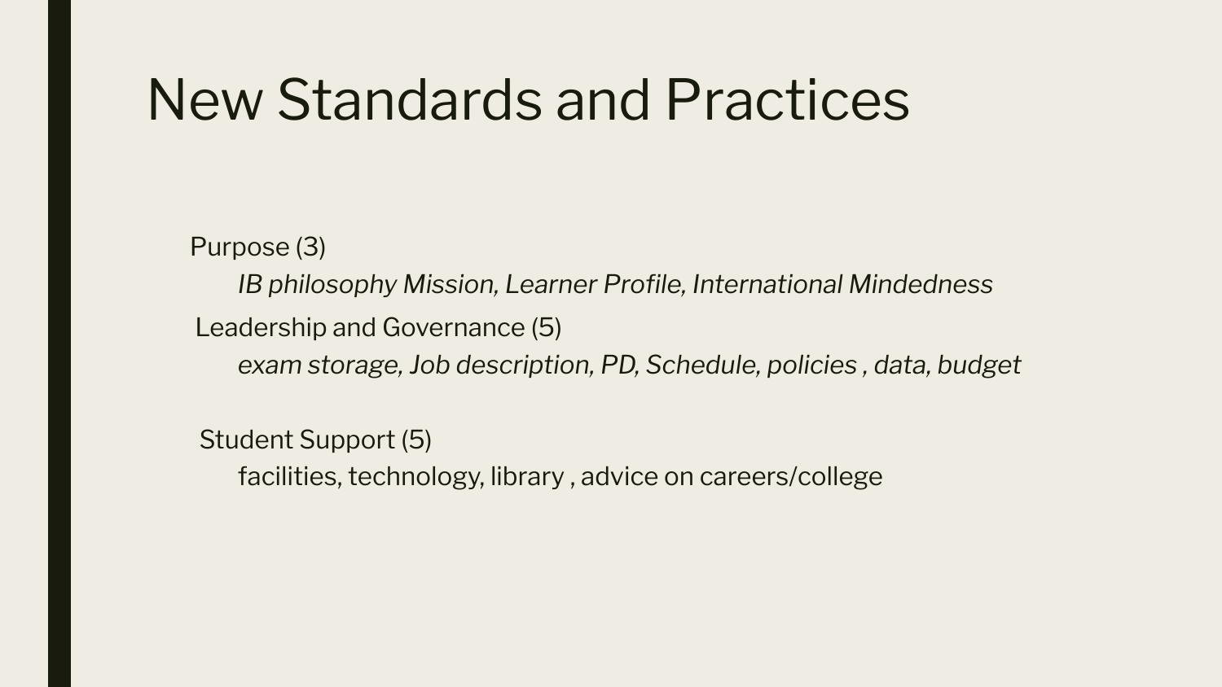# New Standards and Practices

Purpose (3)

*IB philosophy Mission, Learner Profile, International Mindedness*

Leadership and Governance (5)

*exam storage, Job description, PD, Schedule, policies , data, budget*

Student Support (5)

facilities, technology, library , advice on careers/college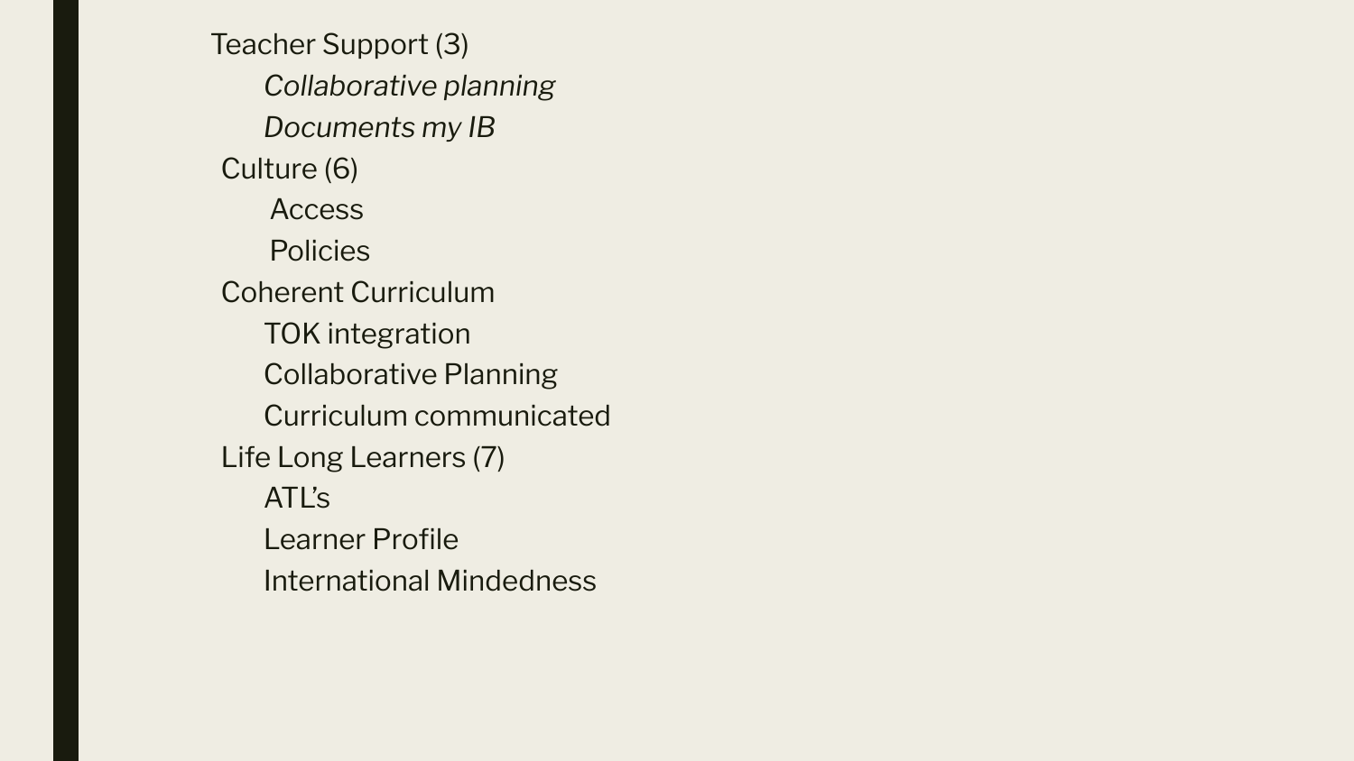- Teacher Support (3)
  - *Collaborative planning*
  - *Documents my IB*
- Culture (6)
  - Access
  - Policies
- Coherent Curriculum
  - TOK integration
  - Collaborative Planning
  - Curriculum communicated
- Life Long Learners (7)
  - ATL's
  - Learner Profile
  - International Mindedness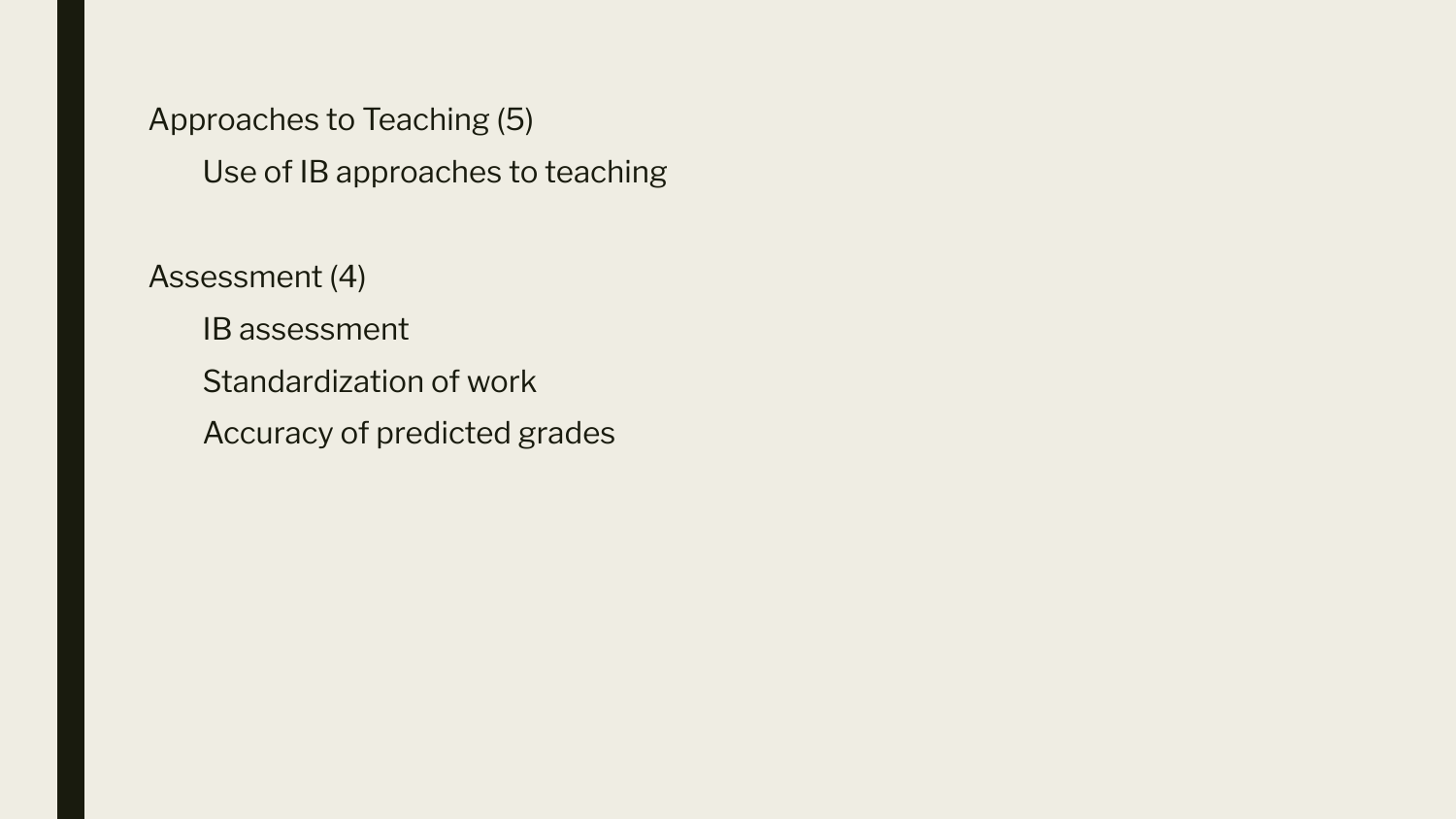Approaches to Teaching (5)

- Use of IB approaches to teaching

Assessment (4)

- IB assessment
- Standardization of work
- Accuracy of predicted grades